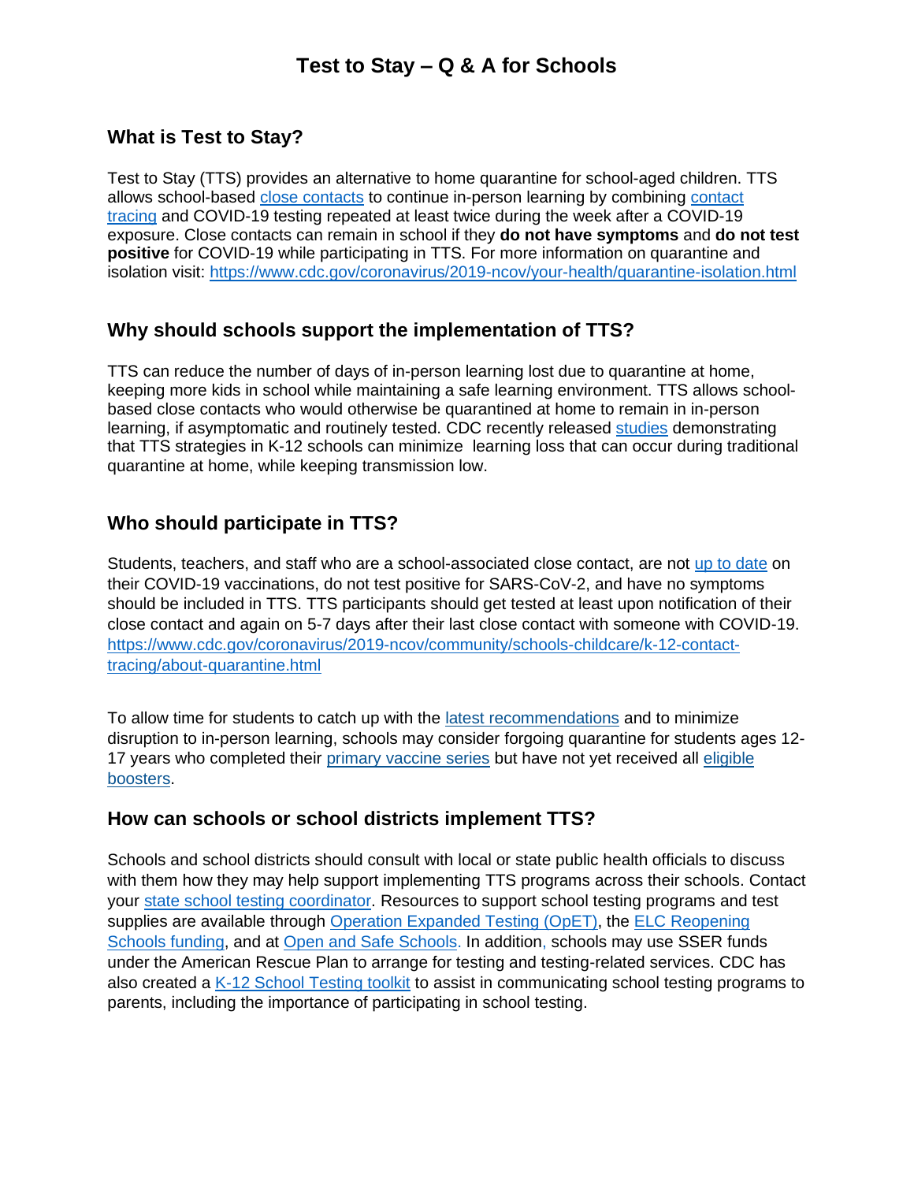# Test to Stay – Q & A for Schools

## What is Test to Stay?

Test to Stay (TTS) provides an alternative to home quarantine for school-aged children. TTS allows school-based close contacts to continue in-person learning by combining contact tracing and COVID-19 testing repeated at least twice during the week after a COVID-19 exposure. Close contacts can remain in school if they **do not have symptoms** and **do not test positive** for COVID-19 while participating in TTS. For more information on quarantine and isolation visit: https://www.cdc.gov/coronavirus/2019-ncov/your-health/quarantine-isolation.html

## Why should schools support the implementation of TTS?

TTS can reduce the number of days of in-person learning lost due to quarantine at home, keeping more kids in school while maintaining a safe learning environment. TTS allows school-based close contacts who would otherwise be quarantined at home to remain in in-person learning, if asymptomatic and routinely tested. CDC recently released studies demonstrating that TTS strategies in K-12 schools can minimize learning loss that can occur during traditional quarantine at home, while keeping transmission low.

## Who should participate in TTS?

Students, teachers, and staff who are a school-associated close contact, are not up to date on their COVID-19 vaccinations, do not test positive for SARS-CoV-2, and have no symptoms should be included in TTS. TTS participants should get tested at least upon notification of their close contact and again on 5-7 days after their last close contact with someone with COVID-19. https://www.cdc.gov/coronavirus/2019-ncov/community/schools-childcare/k-12-contact-tracing/about-quarantine.html

To allow time for students to catch up with the latest recommendations and to minimize disruption to in-person learning, schools may consider forgoing quarantine for students ages 12-17 years who completed their primary vaccine series but have not yet received all eligible boosters.

## How can schools or school districts implement TTS?

Schools and school districts should consult with local or state public health officials to discuss with them how they may help support implementing TTS programs across their schools. Contact your state school testing coordinator. Resources to support school testing programs and test supplies are available through Operation Expanded Testing (OpET), the ELC Reopening Schools funding, and at Open and Safe Schools. In addition, schools may use SSER funds under the American Rescue Plan to arrange for testing and testing-related services. CDC has also created a K-12 School Testing toolkit to assist in communicating school testing programs to parents, including the importance of participating in school testing.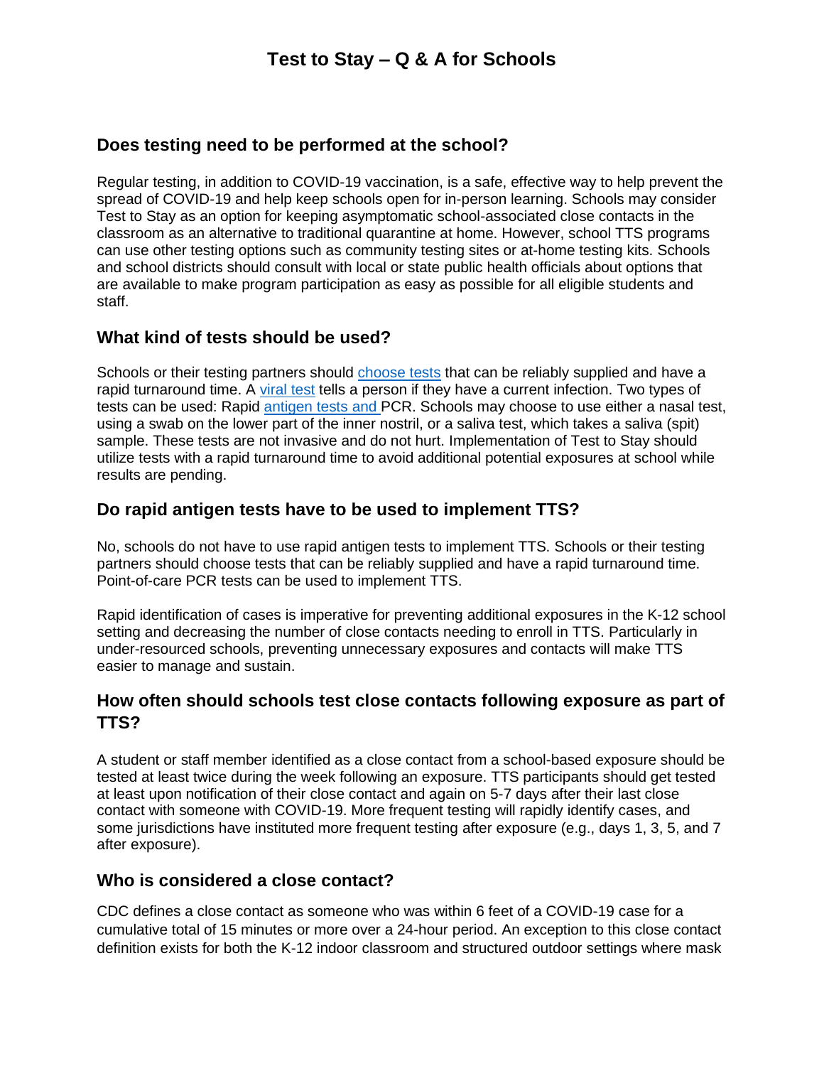# Test to Stay – Q & A for Schools

## Does testing need to be performed at the school?

Regular testing, in addition to COVID-19 vaccination, is a safe, effective way to help prevent the spread of COVID-19 and help keep schools open for in-person learning. Schools may consider Test to Stay as an option for keeping asymptomatic school-associated close contacts in the classroom as an alternative to traditional quarantine at home. However, school TTS programs can use other testing options such as community testing sites or at-home testing kits. Schools and school districts should consult with local or state public health officials about options that are available to make program participation as easy as possible for all eligible students and staff.

## What kind of tests should be used?

Schools or their testing partners should choose tests that can be reliably supplied and have a rapid turnaround time. A viral test tells a person if they have a current infection. Two types of tests can be used: Rapid antigen tests and PCR. Schools may choose to use either a nasal test, using a swab on the lower part of the inner nostril, or a saliva test, which takes a saliva (spit) sample. These tests are not invasive and do not hurt. Implementation of Test to Stay should utilize tests with a rapid turnaround time to avoid additional potential exposures at school while results are pending.

## Do rapid antigen tests have to be used to implement TTS?

No, schools do not have to use rapid antigen tests to implement TTS. Schools or their testing partners should choose tests that can be reliably supplied and have a rapid turnaround time. Point-of-care PCR tests can be used to implement TTS.

Rapid identification of cases is imperative for preventing additional exposures in the K-12 school setting and decreasing the number of close contacts needing to enroll in TTS. Particularly in under-resourced schools, preventing unnecessary exposures and contacts will make TTS easier to manage and sustain.

## How often should schools test close contacts following exposure as part of TTS?

A student or staff member identified as a close contact from a school-based exposure should be tested at least twice during the week following an exposure. TTS participants should get tested at least upon notification of their close contact and again on 5-7 days after their last close contact with someone with COVID-19. More frequent testing will rapidly identify cases, and some jurisdictions have instituted more frequent testing after exposure (e.g., days 1, 3, 5, and 7 after exposure).

## Who is considered a close contact?

CDC defines a close contact as someone who was within 6 feet of a COVID-19 case for a cumulative total of 15 minutes or more over a 24-hour period. An exception to this close contact definition exists for both the K-12 indoor classroom and structured outdoor settings where mask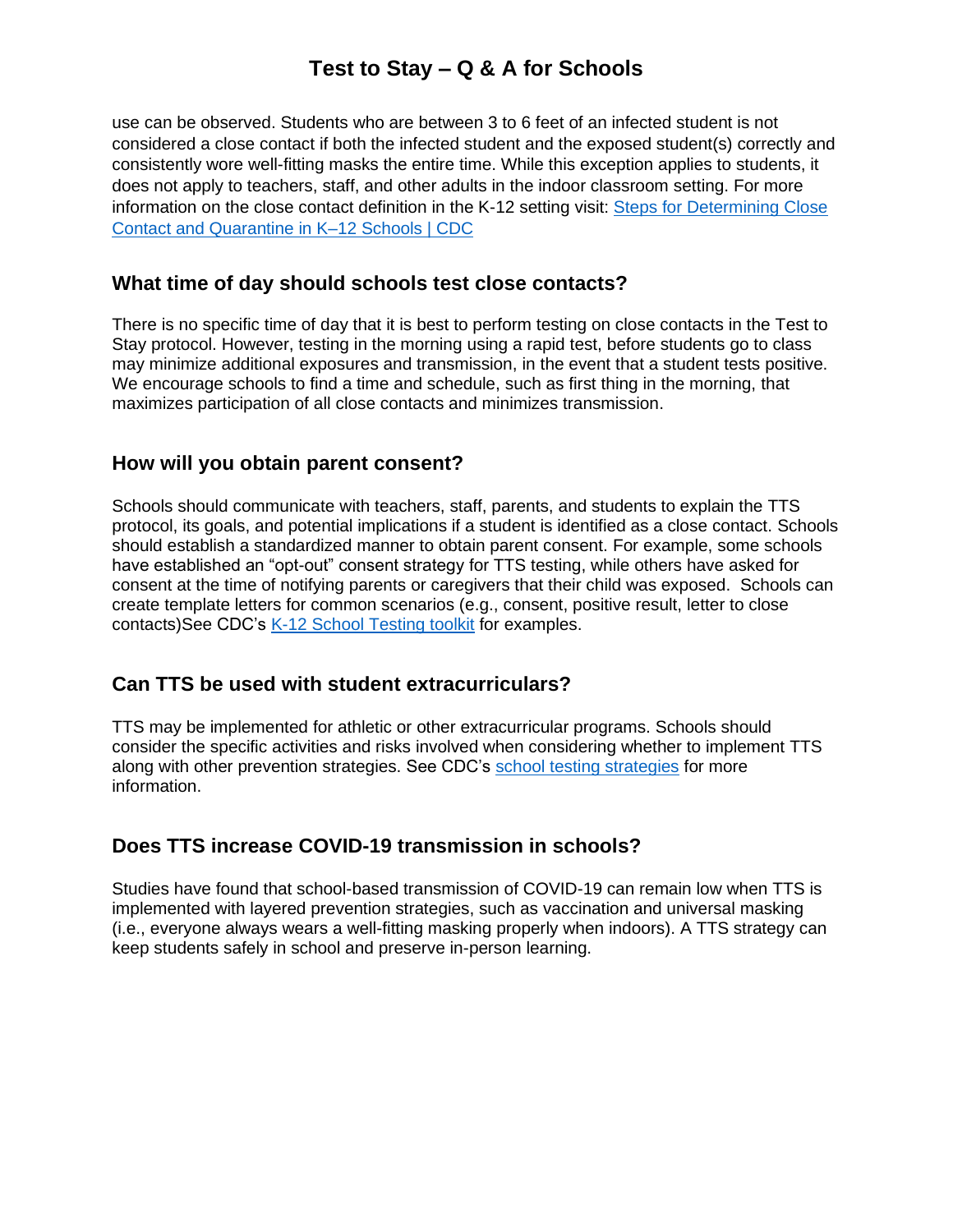use can be observed. Students who are between 3 to 6 feet of an infected student is not considered a close contact if both the infected student and the exposed student(s) correctly and consistently wore well-fitting masks the entire time. While this exception applies to students, it does not apply to teachers, staff, and other adults in the indoor classroom setting. For more information on the close contact definition in the K-12 setting visit: [Steps for Determining Close Contact and Quarantine in K–12 Schools | CDC]()

### What time of day should schools test close contacts?

There is no specific time of day that it is best to perform testing on close contacts in the Test to Stay protocol. However, testing in the morning using a rapid test, before students go to class may minimize additional exposures and transmission, in the event that a student tests positive. We encourage schools to find a time and schedule, such as first thing in the morning, that maximizes participation of all close contacts and minimizes transmission.

### How will you obtain parent consent?

Schools should communicate with teachers, staff, parents, and students to explain the TTS protocol, its goals, and potential implications if a student is identified as a close contact. Schools should establish a standardized manner to obtain parent consent. For example, some schools have established an "opt-out" consent strategy for TTS testing, while others have asked for consent at the time of notifying parents or caregivers that their child was exposed. Schools can create template letters for common scenarios (e.g., consent, positive result, letter to close contacts)See CDC's [K-12 School Testing toolkit]() for examples.

### Can TTS be used with student extracurriculars?

TTS may be implemented for athletic or other extracurricular programs. Schools should consider the specific activities and risks involved when considering whether to implement TTS along with other prevention strategies. See CDC's [school testing strategies]() for more information.

### Does TTS increase COVID-19 transmission in schools?

Studies have found that school-based transmission of COVID-19 can remain low when TTS is implemented with layered prevention strategies, such as vaccination and universal masking (i.e., everyone always wears a well-fitting masking properly when indoors). A TTS strategy can keep students safely in school and preserve in-person learning.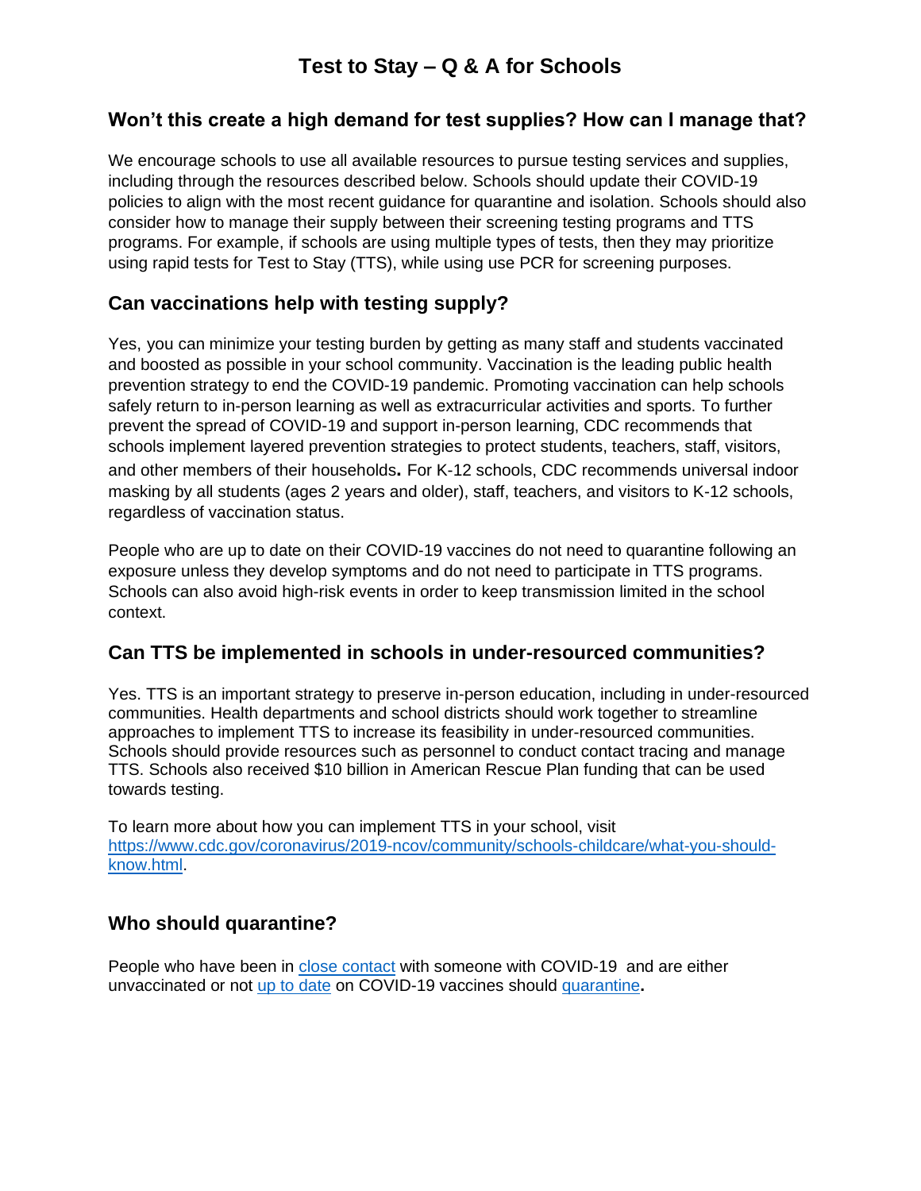# Test to Stay – Q & A for Schools

## Won't this create a high demand for test supplies? How can I manage that?

We encourage schools to use all available resources to pursue testing services and supplies, including through the resources described below. Schools should update their COVID-19 policies to align with the most recent guidance for quarantine and isolation. Schools should also consider how to manage their supply between their screening testing programs and TTS programs. For example, if schools are using multiple types of tests, then they may prioritize using rapid tests for Test to Stay (TTS), while using use PCR for screening purposes.

## Can vaccinations help with testing supply?

Yes, you can minimize your testing burden by getting as many staff and students vaccinated and boosted as possible in your school community. Vaccination is the leading public health prevention strategy to end the COVID-19 pandemic. Promoting vaccination can help schools safely return to in-person learning as well as extracurricular activities and sports. To further prevent the spread of COVID-19 and support in-person learning, CDC recommends that schools implement layered prevention strategies to protect students, teachers, staff, visitors, and other members of their households**.** For K-12 schools, CDC recommends universal indoor masking by all students (ages 2 years and older), staff, teachers, and visitors to K-12 schools, regardless of vaccination status.

People who are up to date on their COVID-19 vaccines do not need to quarantine following an exposure unless they develop symptoms and do not need to participate in TTS programs. Schools can also avoid high-risk events in order to keep transmission limited in the school context.

## Can TTS be implemented in schools in under-resourced communities?

Yes. TTS is an important strategy to preserve in-person education, including in under-resourced communities. Health departments and school districts should work together to streamline approaches to implement TTS to increase its feasibility in under-resourced communities. Schools should provide resources such as personnel to conduct contact tracing and manage TTS. Schools also received $10 billion in American Rescue Plan funding that can be used towards testing.

To learn more about how you can implement TTS in your school, visit [https://www.cdc.gov/coronavirus/2019-ncov/community/schools-childcare/what-you-should-know.html](https://www.cdc.gov/coronavirus/2019-ncov/community/schools-childcare/what-you-should-know.html).

## Who should quarantine?

People who have been in [close contact](#) with someone with COVID-19 and are either unvaccinated or not [up to date](#) on COVID-19 vaccines should [quarantine](#)**.**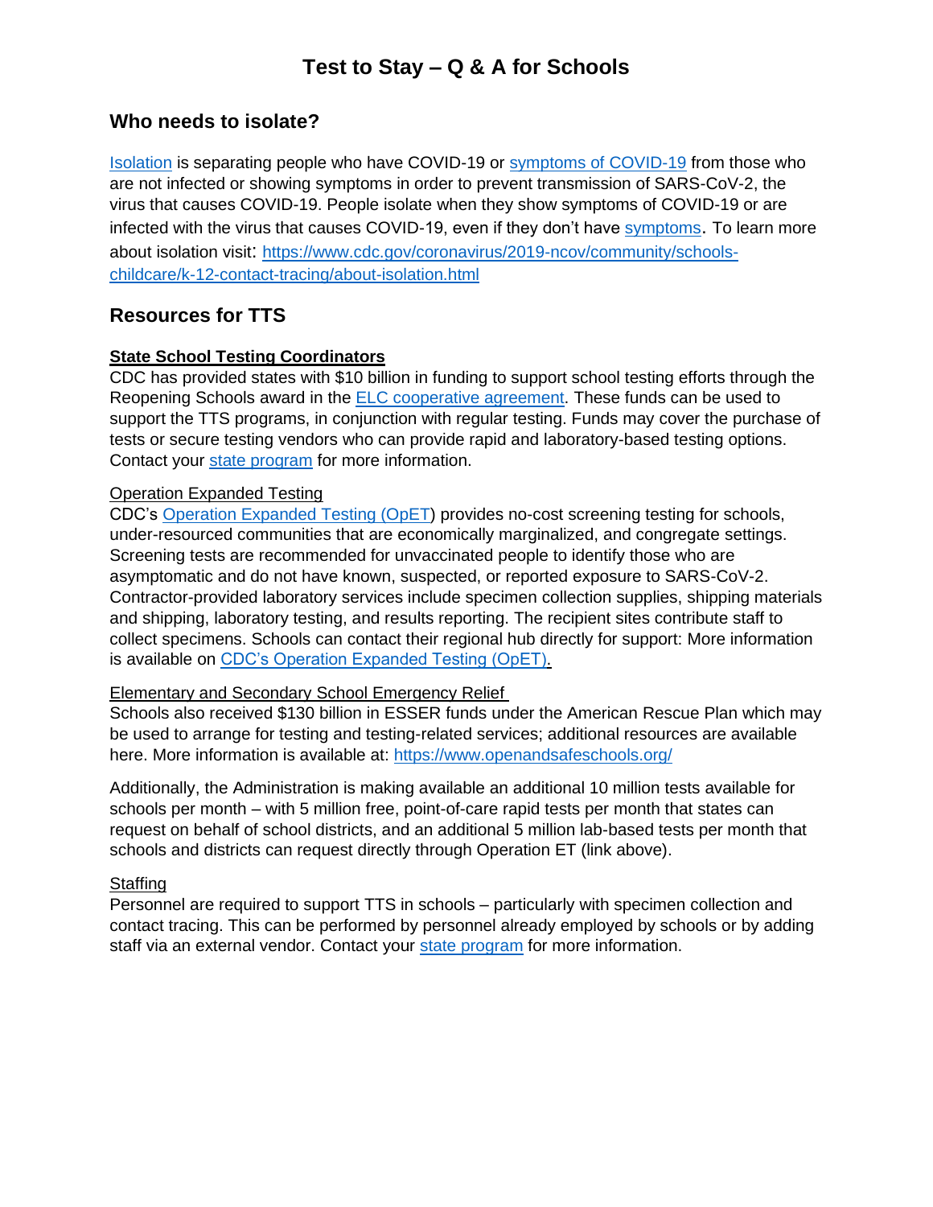# Test to Stay – Q & A for Schools

## Who needs to isolate?

Isolation is separating people who have COVID-19 or symptoms of COVID-19 from those who are not infected or showing symptoms in order to prevent transmission of SARS-CoV-2, the virus that causes COVID-19. People isolate when they show symptoms of COVID-19 or are infected with the virus that causes COVID-19, even if they don't have symptoms. To learn more about isolation visit: https://www.cdc.gov/coronavirus/2019-ncov/community/schools-childcare/k-12-contact-tracing/about-isolation.html

## Resources for TTS

**State School Testing Coordinators**

CDC has provided states with $10 billion in funding to support school testing efforts through the Reopening Schools award in the ELC cooperative agreement. These funds can be used to support the TTS programs, in conjunction with regular testing. Funds may cover the purchase of tests or secure testing vendors who can provide rapid and laboratory-based testing options. Contact your state program for more information.

Operation Expanded Testing

CDC's Operation Expanded Testing (OpET) provides no-cost screening testing for schools, under-resourced communities that are economically marginalized, and congregate settings. Screening tests are recommended for unvaccinated people to identify those who are asymptomatic and do not have known, suspected, or reported exposure to SARS-CoV-2. Contractor-provided laboratory services include specimen collection supplies, shipping materials and shipping, laboratory testing, and results reporting. The recipient sites contribute staff to collect specimens. Schools can contact their regional hub directly for support: More information is available on CDC's Operation Expanded Testing (OpET).

Elementary and Secondary School Emergency Relief

Schools also received $130 billion in ESSER funds under the American Rescue Plan which may be used to arrange for testing and testing-related services; additional resources are available here. More information is available at: https://www.openandsafeschools.org/

Additionally, the Administration is making available an additional 10 million tests available for schools per month – with 5 million free, point-of-care rapid tests per month that states can request on behalf of school districts, and an additional 5 million lab-based tests per month that schools and districts can request directly through Operation ET (link above).

Staffing

Personnel are required to support TTS in schools – particularly with specimen collection and contact tracing. This can be performed by personnel already employed by schools or by adding staff via an external vendor. Contact your state program for more information.